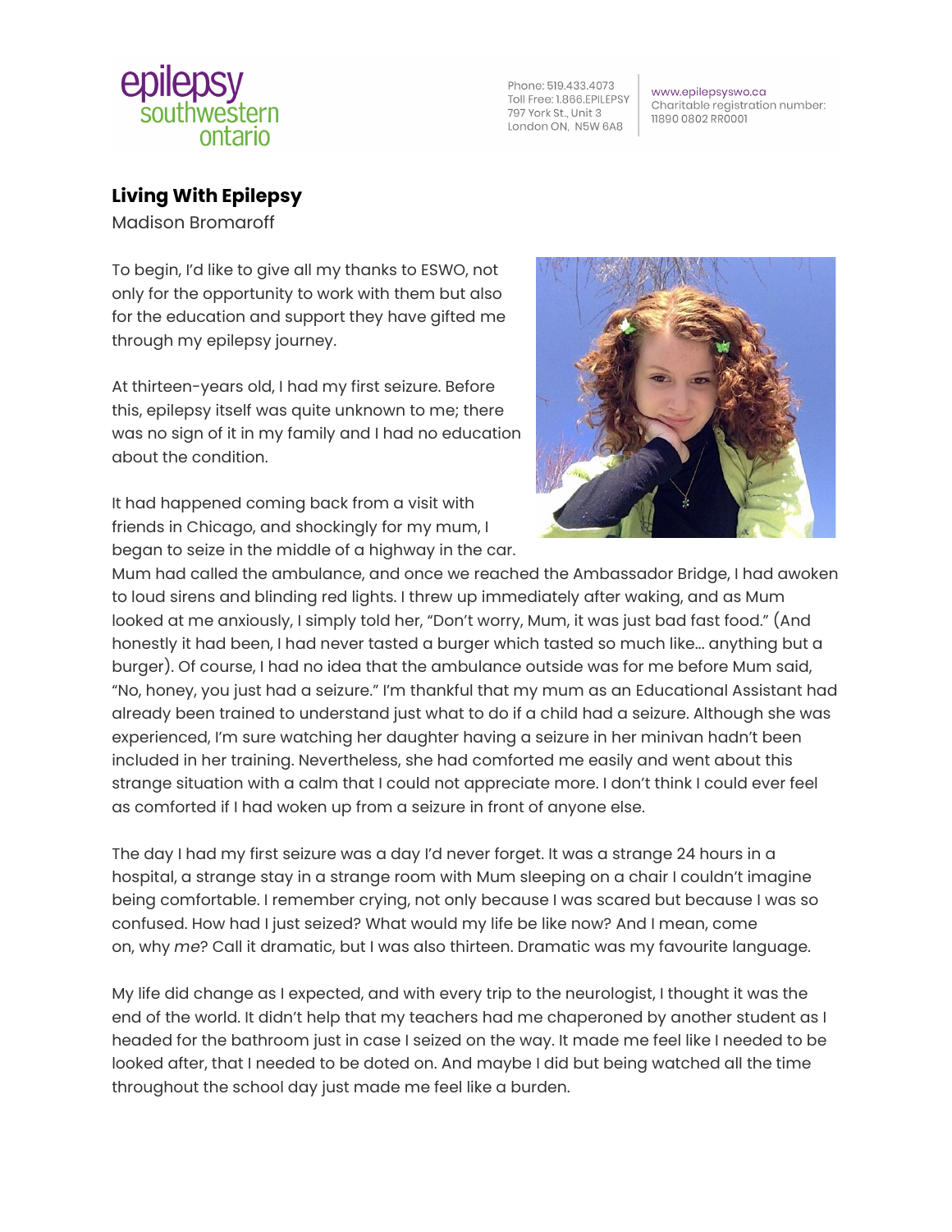# Living With Epilepsy

Madison Bromaroff

To begin, I'd like to give all my thanks to ESWO, not only for the opportunity to work with them but also for the education and support they have gifted me through my epilepsy journey.

At thirteen-years old, I had my first seizure. Before this, epilepsy itself was quite unknown to me; there was no sign of it in my family and I had no education about the condition.

It had happened coming back from a visit with friends in Chicago, and shockingly for my mum, I began to seize in the middle of a highway in the car. Mum had called the ambulance, and once we reached the Ambassador Bridge, I had awoken to loud sirens and blinding red lights. I threw up immediately after waking, and as Mum looked at me anxiously, I simply told her, "Don't worry, Mum, it was just bad fast food." (And honestly it had been, I had never tasted a burger which tasted so much like... anything but a burger). Of course, I had no idea that the ambulance outside was for me before Mum said, "No, honey, you just had a seizure." I'm thankful that my mum as an Educational Assistant had already been trained to understand just what to do if a child had a seizure. Although she was experienced, I'm sure watching her daughter having a seizure in her minivan hadn't been included in her training. Nevertheless, she had comforted me easily and went about this strange situation with a calm that I could not appreciate more. I don't think I could ever feel as comforted if I had woken up from a seizure in front of anyone else.

The day I had my first seizure was a day I'd never forget. It was a strange 24 hours in a hospital, a strange stay in a strange room with Mum sleeping on a chair I couldn't imagine being comfortable. I remember crying, not only because I was scared but because I was so confused. How had I just seized? What would my life be like now? And I mean, come on, why *me*? Call it dramatic, but I was also thirteen. Dramatic was my favourite language.

My life did change as I expected, and with every trip to the neurologist, I thought it was the end of the world. It didn't help that my teachers had me chaperoned by another student as I headed for the bathroom just in case I seized on the way. It made me feel like I needed to be looked after, that I needed to be doted on. And maybe I did but being watched all the time throughout the school day just made me feel like a burden.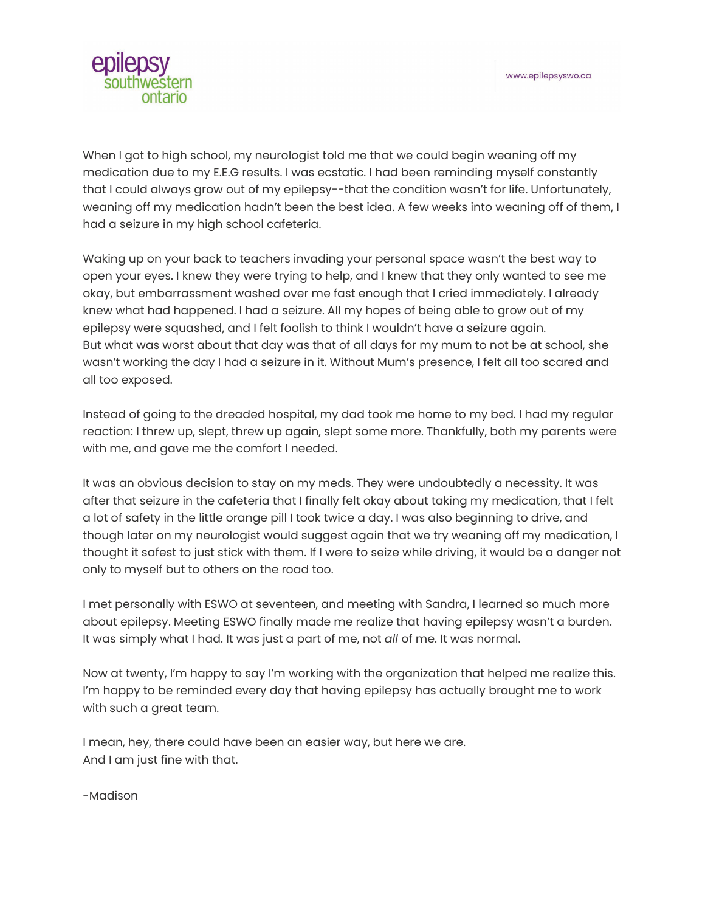When I got to high school, my neurologist told me that we could begin weaning off my medication due to my E.E.G results. I was ecstatic. I had been reminding myself constantly that I could always grow out of my epilepsy--that the condition wasn't for life. Unfortunately, weaning off my medication hadn't been the best idea. A few weeks into weaning off of them, I had a seizure in my high school cafeteria.

Waking up on your back to teachers invading your personal space wasn't the best way to open your eyes. I knew they were trying to help, and I knew that they only wanted to see me okay, but embarrassment washed over me fast enough that I cried immediately. I already knew what had happened. I had a seizure. All my hopes of being able to grow out of my epilepsy were squashed, and I felt foolish to think I wouldn't have a seizure again.
But what was worst about that day was that of all days for my mum to not be at school, she wasn't working the day I had a seizure in it. Without Mum's presence, I felt all too scared and all too exposed.

Instead of going to the dreaded hospital, my dad took me home to my bed. I had my regular reaction: I threw up, slept, threw up again, slept some more. Thankfully, both my parents were with me, and gave me the comfort I needed.

It was an obvious decision to stay on my meds. They were undoubtedly a necessity. It was after that seizure in the cafeteria that I finally felt okay about taking my medication, that I felt a lot of safety in the little orange pill I took twice a day. I was also beginning to drive, and though later on my neurologist would suggest again that we try weaning off my medication, I thought it safest to just stick with them. If I were to seize while driving, it would be a danger not only to myself but to others on the road too.

I met personally with ESWO at seventeen, and meeting with Sandra, I learned so much more about epilepsy. Meeting ESWO finally made me realize that having epilepsy wasn't a burden. It was simply what I had. It was just a part of me, not *all* of me. It was normal.

Now at twenty, I'm happy to say I'm working with the organization that helped me realize this. I'm happy to be reminded every day that having epilepsy has actually brought me to work with such a great team.

I mean, hey, there could have been an easier way, but here we are.
And I am just fine with that.

-Madison